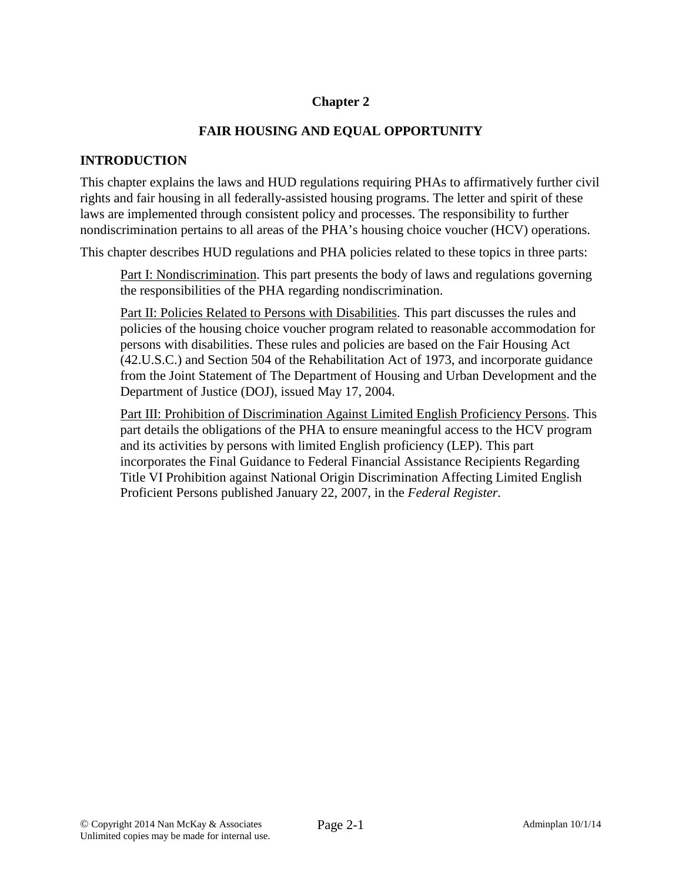# Chapter 2

## FAIR HOUSING AND EQUAL OPPORTUNITY

### INTRODUCTION

This chapter explains the laws and HUD regulations requiring PHAs to affirmatively further civil rights and fair housing in all federally-assisted housing programs. The letter and spirit of these laws are implemented through consistent policy and processes. The responsibility to further nondiscrimination pertains to all areas of the PHA's housing choice voucher (HCV) operations.

This chapter describes HUD regulations and PHA policies related to these topics in three parts:

> <u>Part I: Nondiscrimination</u>. This part presents the body of laws and regulations governing the responsibilities of the PHA regarding nondiscrimination.
>
> <u>Part II: Policies Related to Persons with Disabilities</u>. This part discusses the rules and policies of the housing choice voucher program related to reasonable accommodation for persons with disabilities. These rules and policies are based on the Fair Housing Act (42.U.S.C.) and Section 504 of the Rehabilitation Act of 1973, and incorporate guidance from the Joint Statement of The Department of Housing and Urban Development and the Department of Justice (DOJ), issued May 17, 2004.
>
> <u>Part III: Prohibition of Discrimination Against Limited English Proficiency Persons</u>. This part details the obligations of the PHA to ensure meaningful access to the HCV program and its activities by persons with limited English proficiency (LEP). This part incorporates the Final Guidance to Federal Financial Assistance Recipients Regarding Title VI Prohibition against National Origin Discrimination Affecting Limited English Proficient Persons published January 22, 2007, in the *Federal Register*.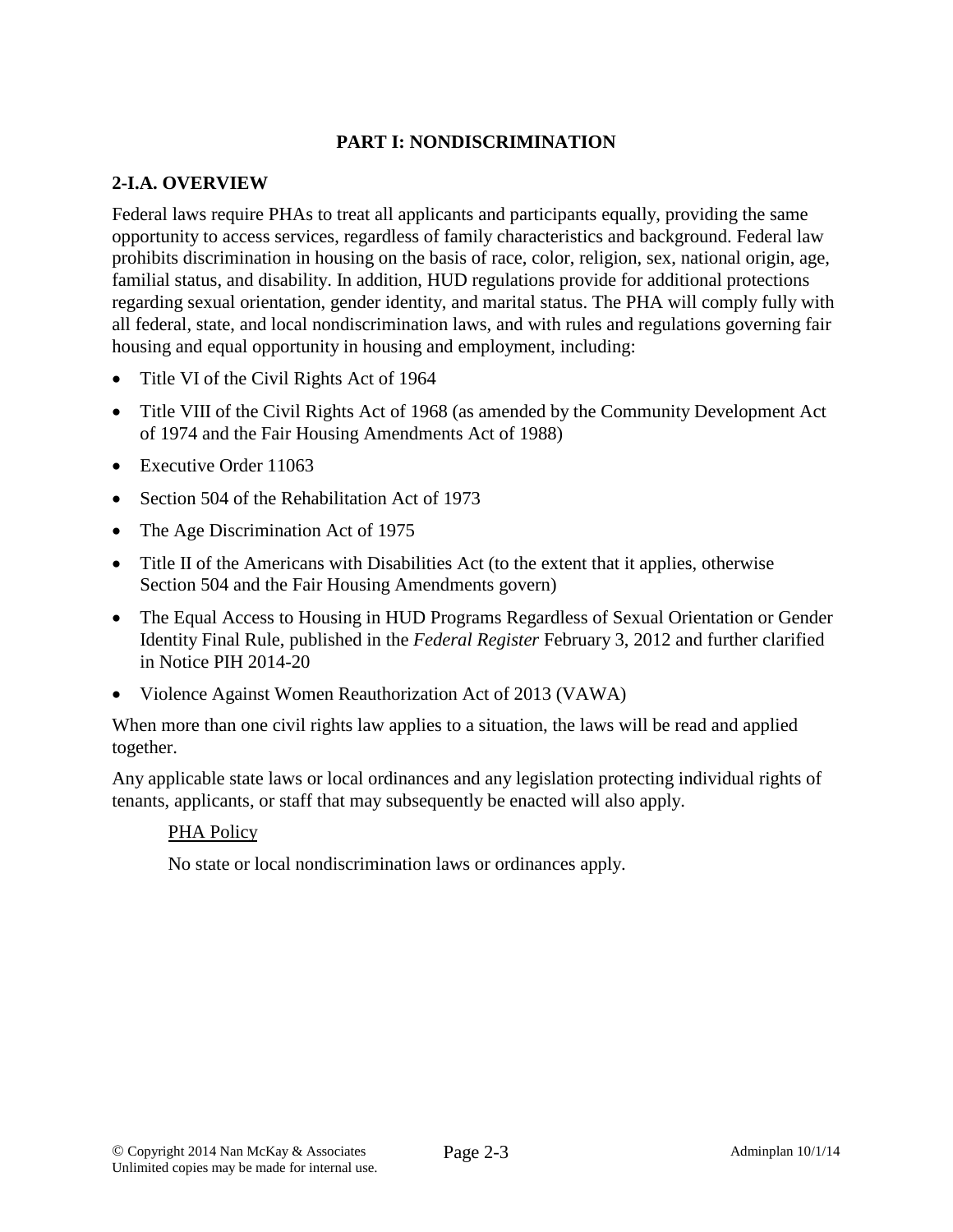# PART I: NONDISCRIMINATION

## 2-I.A. OVERVIEW

Federal laws require PHAs to treat all applicants and participants equally, providing the same opportunity to access services, regardless of family characteristics and background. Federal law prohibits discrimination in housing on the basis of race, color, religion, sex, national origin, age, familial status, and disability. In addition, HUD regulations provide for additional protections regarding sexual orientation, gender identity, and marital status. The PHA will comply fully with all federal, state, and local nondiscrimination laws, and with rules and regulations governing fair housing and equal opportunity in housing and employment, including:

- Title VI of the Civil Rights Act of 1964
- Title VIII of the Civil Rights Act of 1968 (as amended by the Community Development Act of 1974 and the Fair Housing Amendments Act of 1988)
- Executive Order 11063
- Section 504 of the Rehabilitation Act of 1973
- The Age Discrimination Act of 1975
- Title II of the Americans with Disabilities Act (to the extent that it applies, otherwise Section 504 and the Fair Housing Amendments govern)
- The Equal Access to Housing in HUD Programs Regardless of Sexual Orientation or Gender Identity Final Rule, published in the *Federal Register* February 3, 2012 and further clarified in Notice PIH 2014-20
- Violence Against Women Reauthorization Act of 2013 (VAWA)

When more than one civil rights law applies to a situation, the laws will be read and applied together.

Any applicable state laws or local ordinances and any legislation protecting individual rights of tenants, applicants, or staff that may subsequently be enacted will also apply.

> <u>PHA Policy</u>
>
> No state or local nondiscrimination laws or ordinances apply.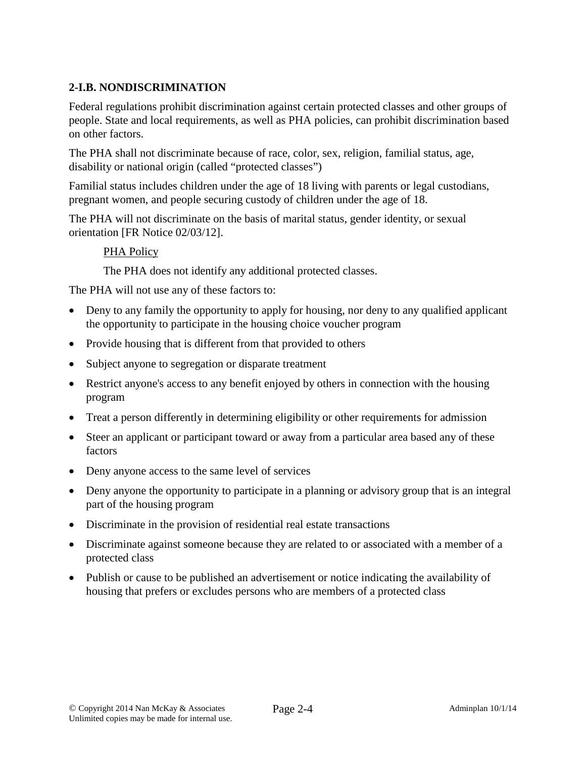## 2-I.B. NONDISCRIMINATION

Federal regulations prohibit discrimination against certain protected classes and other groups of people. State and local requirements, as well as PHA policies, can prohibit discrimination based on other factors.

The PHA shall not discriminate because of race, color, sex, religion, familial status, age, disability or national origin (called "protected classes")

Familial status includes children under the age of 18 living with parents or legal custodians, pregnant women, and people securing custody of children under the age of 18.

The PHA will not discriminate on the basis of marital status, gender identity, or sexual orientation [FR Notice 02/03/12].

> PHA Policy
>
> The PHA does not identify any additional protected classes.

The PHA will not use any of these factors to:

- Deny to any family the opportunity to apply for housing, nor deny to any qualified applicant the opportunity to participate in the housing choice voucher program
- Provide housing that is different from that provided to others
- Subject anyone to segregation or disparate treatment
- Restrict anyone's access to any benefit enjoyed by others in connection with the housing program
- Treat a person differently in determining eligibility or other requirements for admission
- Steer an applicant or participant toward or away from a particular area based any of these factors
- Deny anyone access to the same level of services
- Deny anyone the opportunity to participate in a planning or advisory group that is an integral part of the housing program
- Discriminate in the provision of residential real estate transactions
- Discriminate against someone because they are related to or associated with a member of a protected class
- Publish or cause to be published an advertisement or notice indicating the availability of housing that prefers or excludes persons who are members of a protected class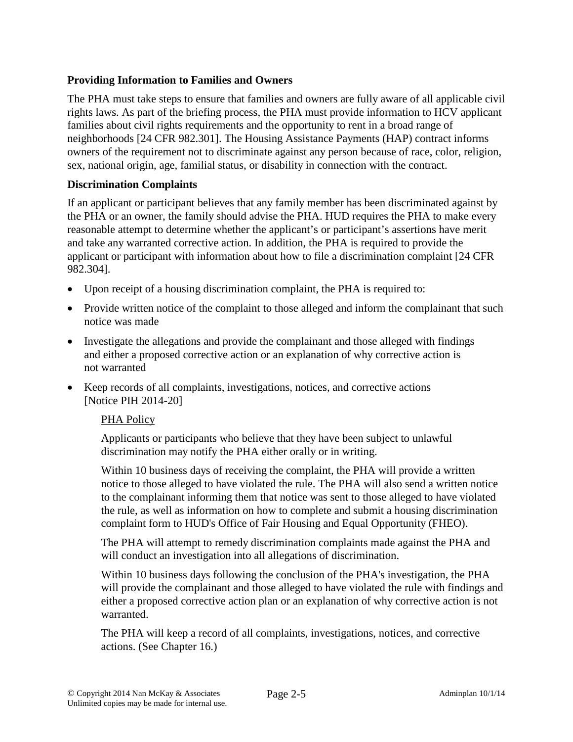### Providing Information to Families and Owners

The PHA must take steps to ensure that families and owners are fully aware of all applicable civil rights laws. As part of the briefing process, the PHA must provide information to HCV applicant families about civil rights requirements and the opportunity to rent in a broad range of neighborhoods [24 CFR 982.301]. The Housing Assistance Payments (HAP) contract informs owners of the requirement not to discriminate against any person because of race, color, religion, sex, national origin, age, familial status, or disability in connection with the contract.

### Discrimination Complaints

If an applicant or participant believes that any family member has been discriminated against by the PHA or an owner, the family should advise the PHA. HUD requires the PHA to make every reasonable attempt to determine whether the applicant's or participant's assertions have merit and take any warranted corrective action. In addition, the PHA is required to provide the applicant or participant with information about how to file a discrimination complaint [24 CFR 982.304].

- Upon receipt of a housing discrimination complaint, the PHA is required to:
- Provide written notice of the complaint to those alleged and inform the complainant that such notice was made
- Investigate the allegations and provide the complainant and those alleged with findings and either a proposed corrective action or an explanation of why corrective action is not warranted
- Keep records of all complaints, investigations, notices, and corrective actions [Notice PIH 2014-20]

<u>PHA Policy</u>

Applicants or participants who believe that they have been subject to unlawful discrimination may notify the PHA either orally or in writing.

Within 10 business days of receiving the complaint, the PHA will provide a written notice to those alleged to have violated the rule. The PHA will also send a written notice to the complainant informing them that notice was sent to those alleged to have violated the rule, as well as information on how to complete and submit a housing discrimination complaint form to HUD's Office of Fair Housing and Equal Opportunity (FHEO).

The PHA will attempt to remedy discrimination complaints made against the PHA and will conduct an investigation into all allegations of discrimination.

Within 10 business days following the conclusion of the PHA's investigation, the PHA will provide the complainant and those alleged to have violated the rule with findings and either a proposed corrective action plan or an explanation of why corrective action is not warranted.

The PHA will keep a record of all complaints, investigations, notices, and corrective actions. (See Chapter 16.)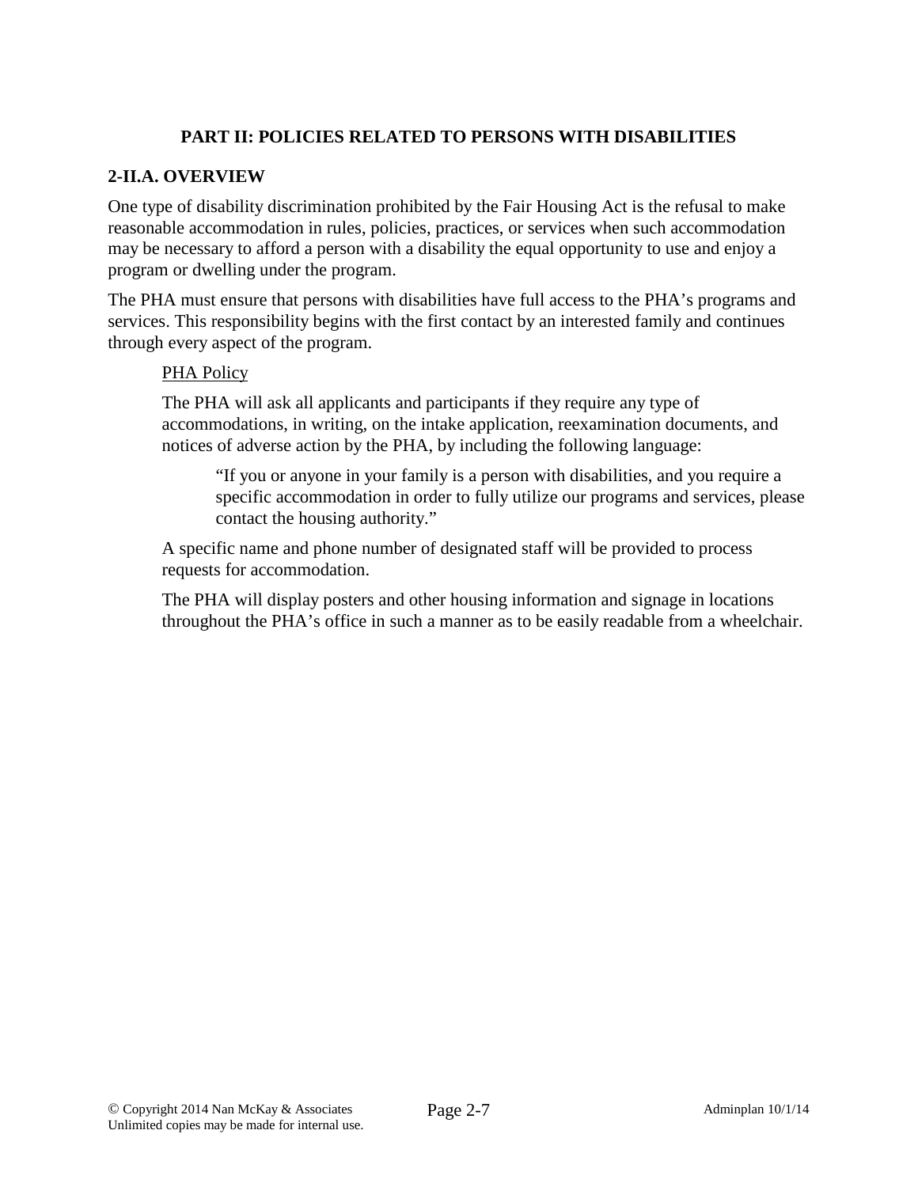## PART II: POLICIES RELATED TO PERSONS WITH DISABILITIES

### 2-II.A. OVERVIEW

One type of disability discrimination prohibited by the Fair Housing Act is the refusal to make reasonable accommodation in rules, policies, practices, or services when such accommodation may be necessary to afford a person with a disability the equal opportunity to use and enjoy a program or dwelling under the program.

The PHA must ensure that persons with disabilities have full access to the PHA's programs and services. This responsibility begins with the first contact by an interested family and continues through every aspect of the program.

> <u>PHA Policy</u>
>
> The PHA will ask all applicants and participants if they require any type of accommodations, in writing, on the intake application, reexamination documents, and notices of adverse action by the PHA, by including the following language:
>
> > "If you or anyone in your family is a person with disabilities, and you require a specific accommodation in order to fully utilize our programs and services, please contact the housing authority."
>
> A specific name and phone number of designated staff will be provided to process requests for accommodation.
>
> The PHA will display posters and other housing information and signage in locations throughout the PHA's office in such a manner as to be easily readable from a wheelchair.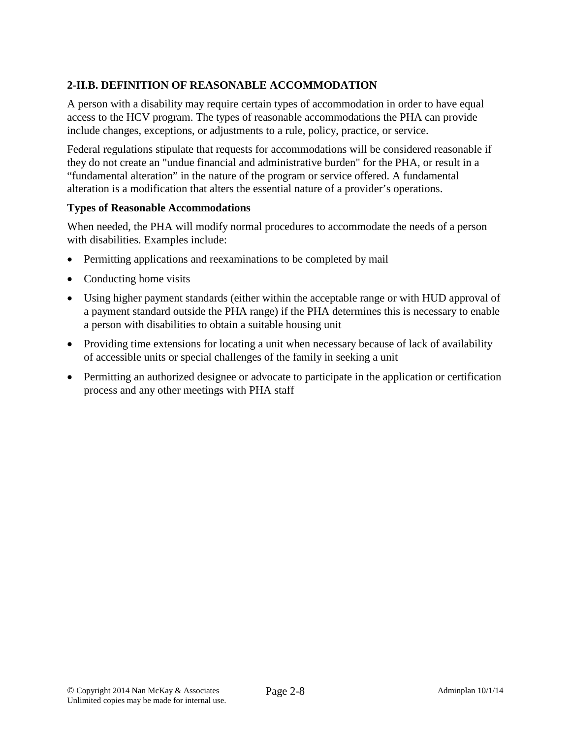## 2-II.B. DEFINITION OF REASONABLE ACCOMMODATION

A person with a disability may require certain types of accommodation in order to have equal access to the HCV program. The types of reasonable accommodations the PHA can provide include changes, exceptions, or adjustments to a rule, policy, practice, or service.

Federal regulations stipulate that requests for accommodations will be considered reasonable if they do not create an "undue financial and administrative burden" for the PHA, or result in a “fundamental alteration” in the nature of the program or service offered. A fundamental alteration is a modification that alters the essential nature of a provider’s operations.

### Types of Reasonable Accommodations

When needed, the PHA will modify normal procedures to accommodate the needs of a person with disabilities. Examples include:

- Permitting applications and reexaminations to be completed by mail
- Conducting home visits
- Using higher payment standards (either within the acceptable range or with HUD approval of a payment standard outside the PHA range) if the PHA determines this is necessary to enable a person with disabilities to obtain a suitable housing unit
- Providing time extensions for locating a unit when necessary because of lack of availability of accessible units or special challenges of the family in seeking a unit
- Permitting an authorized designee or advocate to participate in the application or certification process and any other meetings with PHA staff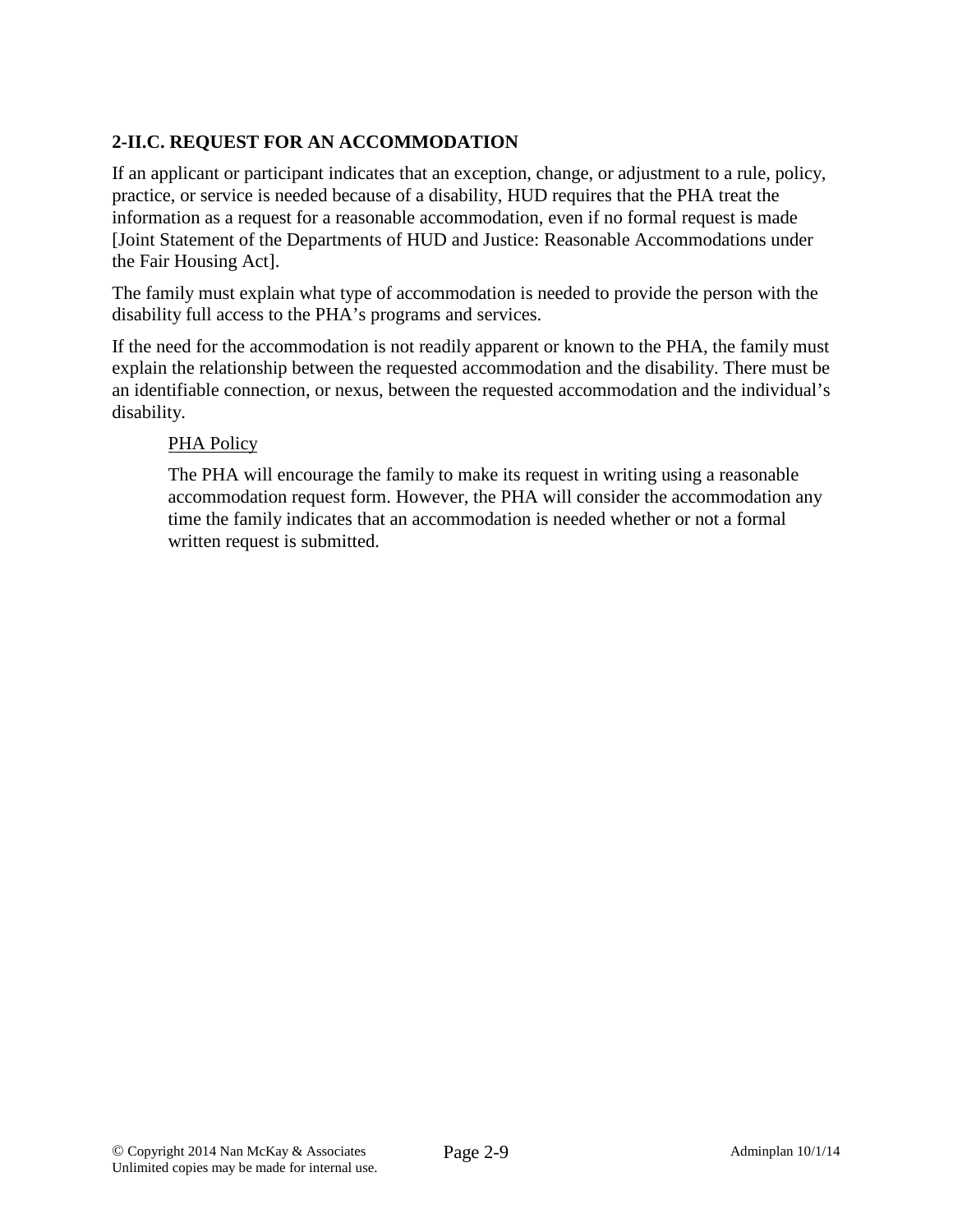### 2-II.C. REQUEST FOR AN ACCOMMODATION

If an applicant or participant indicates that an exception, change, or adjustment to a rule, policy, practice, or service is needed because of a disability, HUD requires that the PHA treat the information as a request for a reasonable accommodation, even if no formal request is made [Joint Statement of the Departments of HUD and Justice: Reasonable Accommodations under the Fair Housing Act].

The family must explain what type of accommodation is needed to provide the person with the disability full access to the PHA's programs and services.

If the need for the accommodation is not readily apparent or known to the PHA, the family must explain the relationship between the requested accommodation and the disability. There must be an identifiable connection, or nexus, between the requested accommodation and the individual's disability.

> PHA Policy
>
> The PHA will encourage the family to make its request in writing using a reasonable accommodation request form. However, the PHA will consider the accommodation any time the family indicates that an accommodation is needed whether or not a formal written request is submitted.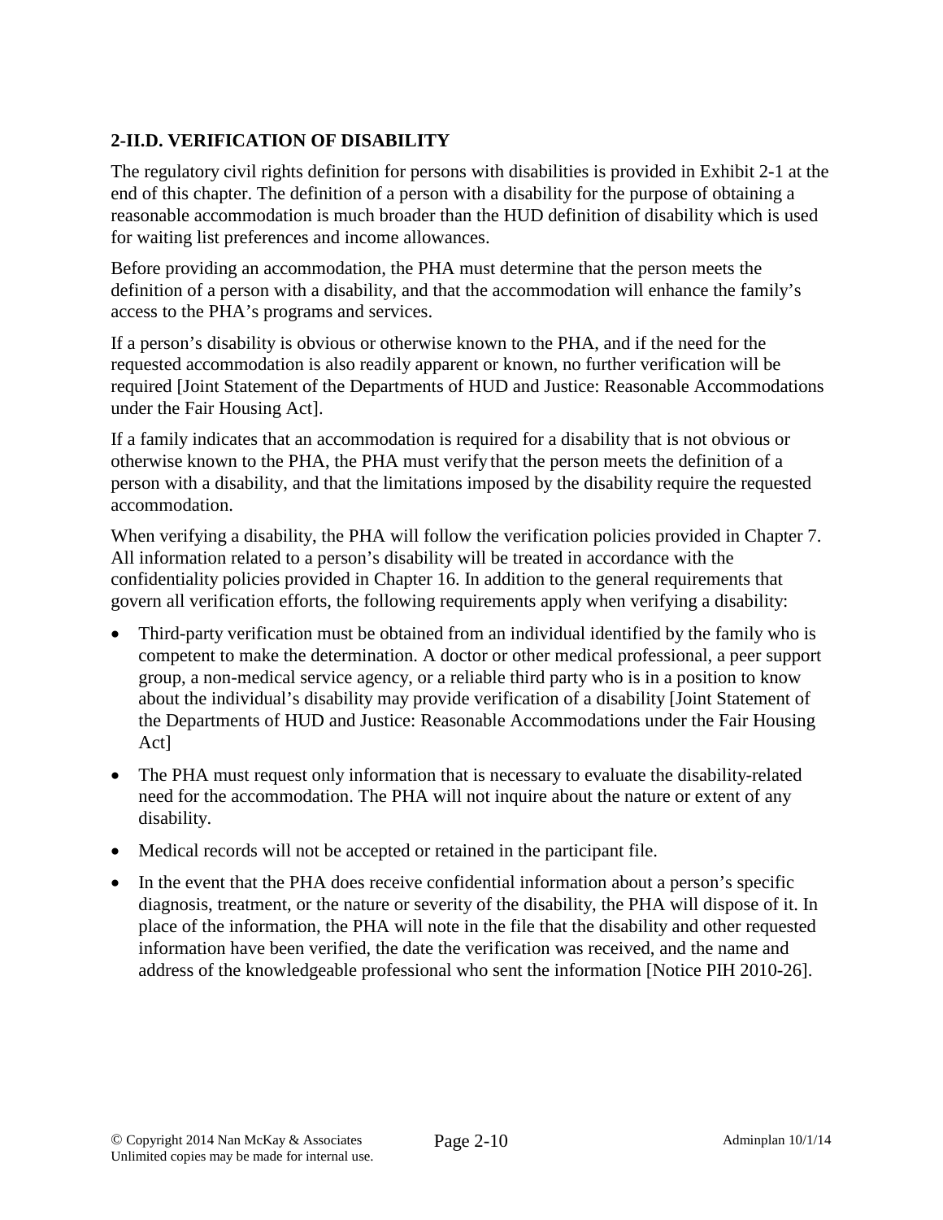## 2-II.D. VERIFICATION OF DISABILITY

The regulatory civil rights definition for persons with disabilities is provided in Exhibit 2-1 at the end of this chapter. The definition of a person with a disability for the purpose of obtaining a reasonable accommodation is much broader than the HUD definition of disability which is used for waiting list preferences and income allowances.

Before providing an accommodation, the PHA must determine that the person meets the definition of a person with a disability, and that the accommodation will enhance the family's access to the PHA's programs and services.

If a person's disability is obvious or otherwise known to the PHA, and if the need for the requested accommodation is also readily apparent or known, no further verification will be required [Joint Statement of the Departments of HUD and Justice: Reasonable Accommodations under the Fair Housing Act].

If a family indicates that an accommodation is required for a disability that is not obvious or otherwise known to the PHA, the PHA must verify that the person meets the definition of a person with a disability, and that the limitations imposed by the disability require the requested accommodation.

When verifying a disability, the PHA will follow the verification policies provided in Chapter 7. All information related to a person's disability will be treated in accordance with the confidentiality policies provided in Chapter 16. In addition to the general requirements that govern all verification efforts, the following requirements apply when verifying a disability:

- Third-party verification must be obtained from an individual identified by the family who is competent to make the determination. A doctor or other medical professional, a peer support group, a non-medical service agency, or a reliable third party who is in a position to know about the individual's disability may provide verification of a disability [Joint Statement of the Departments of HUD and Justice: Reasonable Accommodations under the Fair Housing Act]
- The PHA must request only information that is necessary to evaluate the disability-related need for the accommodation. The PHA will not inquire about the nature or extent of any disability.
- Medical records will not be accepted or retained in the participant file.
- In the event that the PHA does receive confidential information about a person's specific diagnosis, treatment, or the nature or severity of the disability, the PHA will dispose of it. In place of the information, the PHA will note in the file that the disability and other requested information have been verified, the date the verification was received, and the name and address of the knowledgeable professional who sent the information [Notice PIH 2010-26].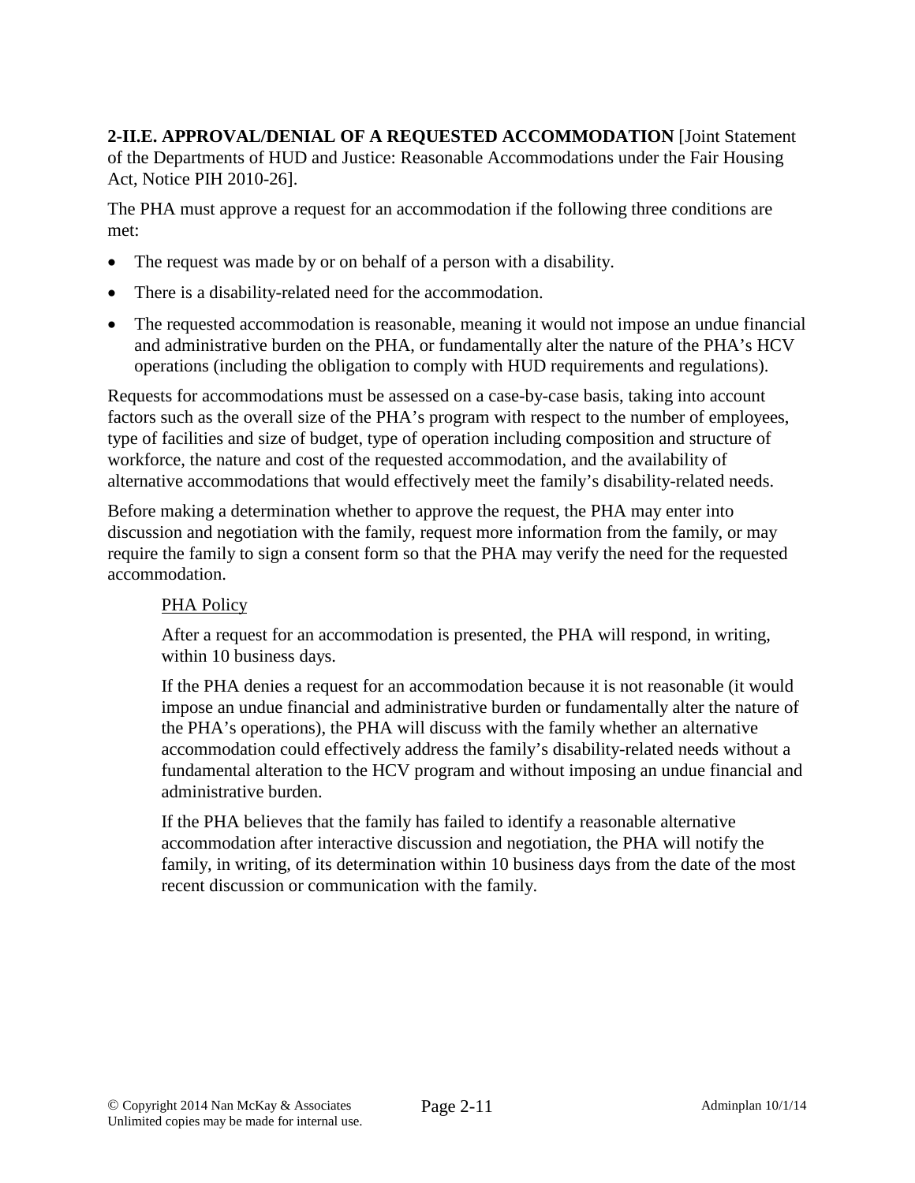**2-II.E. APPROVAL/DENIAL OF A REQUESTED ACCOMMODATION** [Joint Statement of the Departments of HUD and Justice: Reasonable Accommodations under the Fair Housing Act, Notice PIH 2010-26].

The PHA must approve a request for an accommodation if the following three conditions are met:

- The request was made by or on behalf of a person with a disability.
- There is a disability-related need for the accommodation.
- The requested accommodation is reasonable, meaning it would not impose an undue financial and administrative burden on the PHA, or fundamentally alter the nature of the PHA's HCV operations (including the obligation to comply with HUD requirements and regulations).

Requests for accommodations must be assessed on a case-by-case basis, taking into account factors such as the overall size of the PHA's program with respect to the number of employees, type of facilities and size of budget, type of operation including composition and structure of workforce, the nature and cost of the requested accommodation, and the availability of alternative accommodations that would effectively meet the family's disability-related needs.

Before making a determination whether to approve the request, the PHA may enter into discussion and negotiation with the family, request more information from the family, or may require the family to sign a consent form so that the PHA may verify the need for the requested accommodation.

> <u>PHA Policy</u>
>
> After a request for an accommodation is presented, the PHA will respond, in writing, within 10 business days.
>
> If the PHA denies a request for an accommodation because it is not reasonable (it would impose an undue financial and administrative burden or fundamentally alter the nature of the PHA's operations), the PHA will discuss with the family whether an alternative accommodation could effectively address the family's disability-related needs without a fundamental alteration to the HCV program and without imposing an undue financial and administrative burden.
>
> If the PHA believes that the family has failed to identify a reasonable alternative accommodation after interactive discussion and negotiation, the PHA will notify the family, in writing, of its determination within 10 business days from the date of the most recent discussion or communication with the family.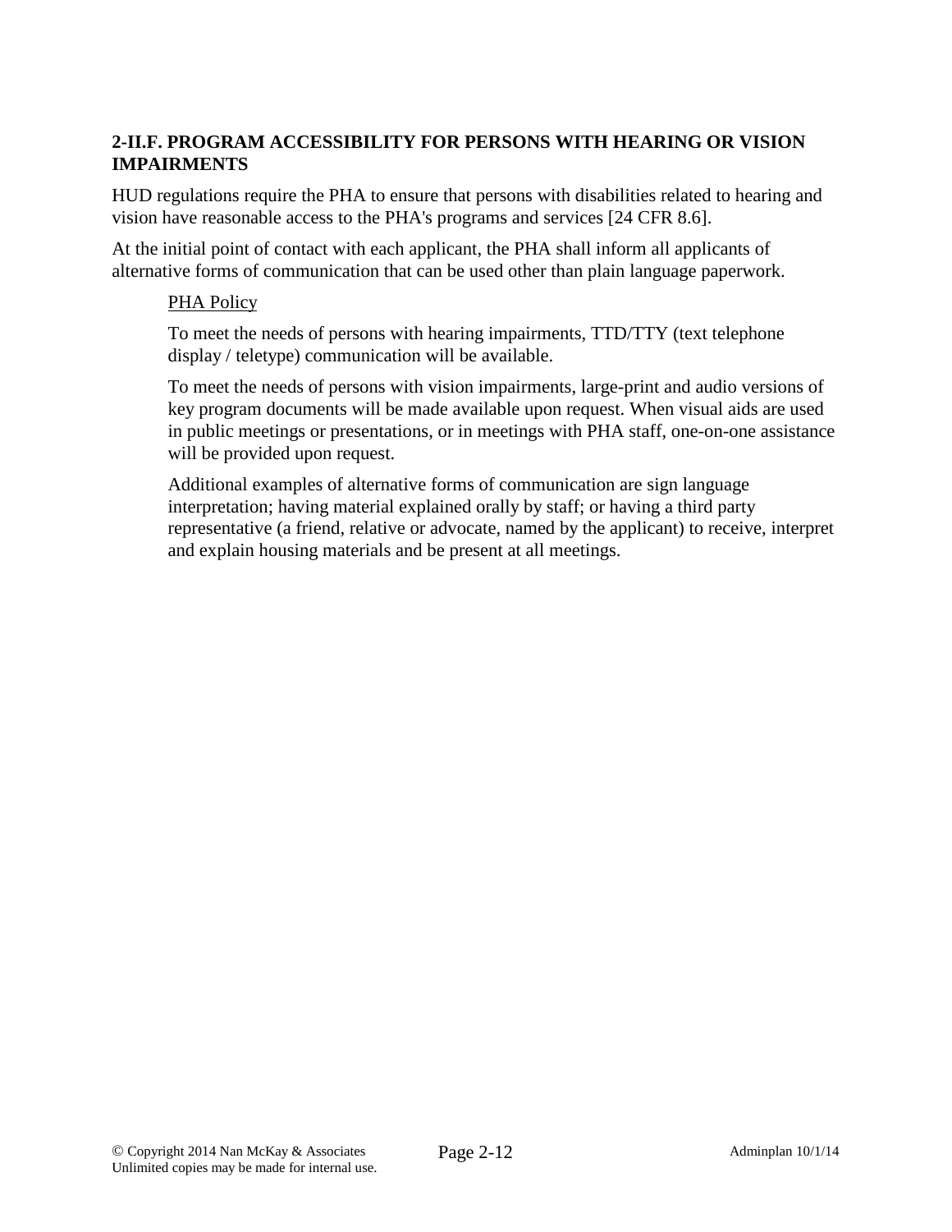## 2-II.F. PROGRAM ACCESSIBILITY FOR PERSONS WITH HEARING OR VISION IMPAIRMENTS

HUD regulations require the PHA to ensure that persons with disabilities related to hearing and vision have reasonable access to the PHA's programs and services [24 CFR 8.6].

At the initial point of contact with each applicant, the PHA shall inform all applicants of alternative forms of communication that can be used other than plain language paperwork.

> <u>PHA Policy</u>
>
> To meet the needs of persons with hearing impairments, TTD/TTY (text telephone display / teletype) communication will be available.
>
> To meet the needs of persons with vision impairments, large-print and audio versions of key program documents will be made available upon request. When visual aids are used in public meetings or presentations, or in meetings with PHA staff, one-on-one assistance will be provided upon request.
>
> Additional examples of alternative forms of communication are sign language interpretation; having material explained orally by staff; or having a third party representative (a friend, relative or advocate, named by the applicant) to receive, interpret and explain housing materials and be present at all meetings.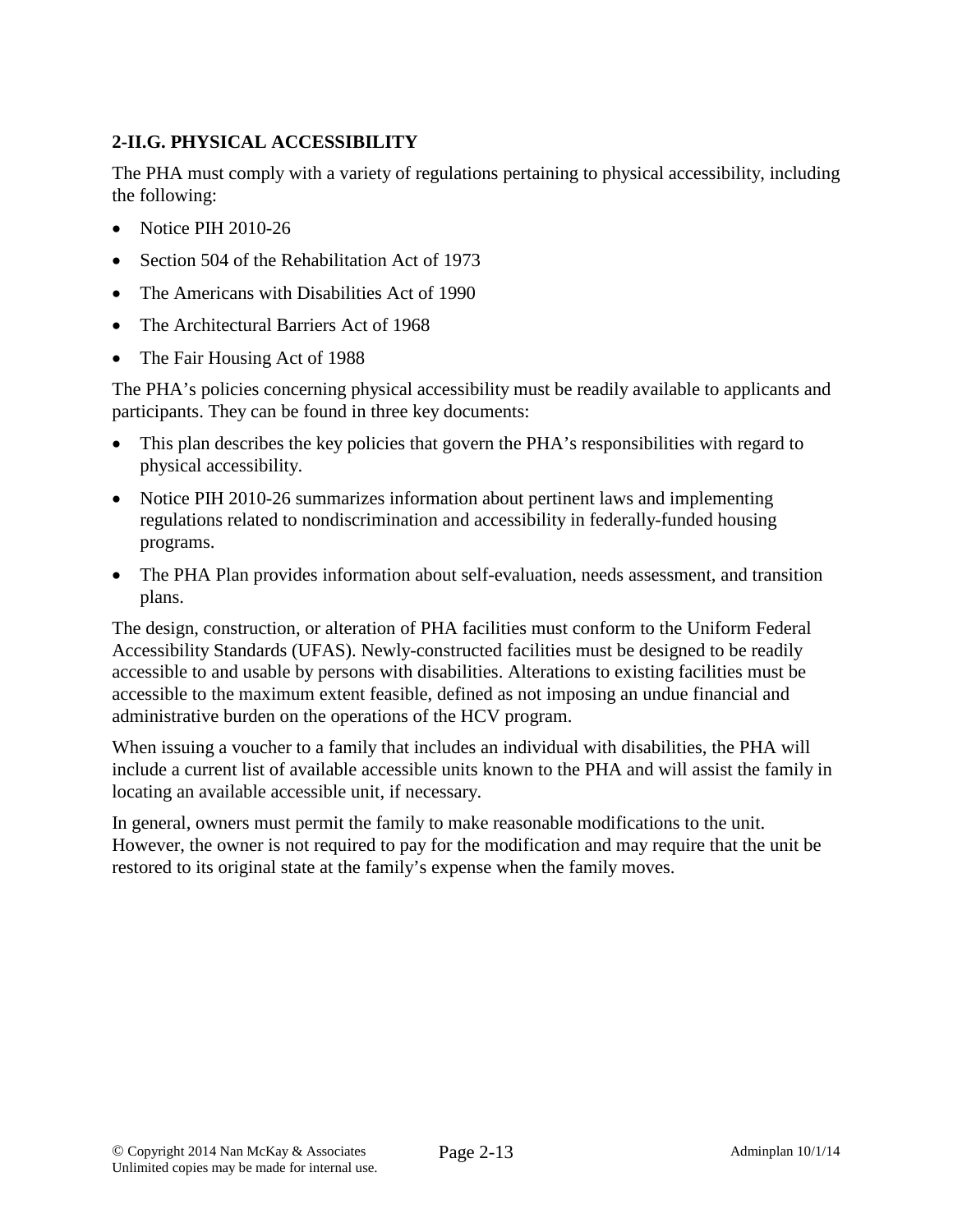## 2-II.G. PHYSICAL ACCESSIBILITY

The PHA must comply with a variety of regulations pertaining to physical accessibility, including the following:

- Notice PIH 2010-26
- Section 504 of the Rehabilitation Act of 1973
- The Americans with Disabilities Act of 1990
- The Architectural Barriers Act of 1968
- The Fair Housing Act of 1988

The PHA's policies concerning physical accessibility must be readily available to applicants and participants. They can be found in three key documents:

- This plan describes the key policies that govern the PHA's responsibilities with regard to physical accessibility.
- Notice PIH 2010-26 summarizes information about pertinent laws and implementing regulations related to nondiscrimination and accessibility in federally-funded housing programs.
- The PHA Plan provides information about self-evaluation, needs assessment, and transition plans.

The design, construction, or alteration of PHA facilities must conform to the Uniform Federal Accessibility Standards (UFAS). Newly-constructed facilities must be designed to be readily accessible to and usable by persons with disabilities. Alterations to existing facilities must be accessible to the maximum extent feasible, defined as not imposing an undue financial and administrative burden on the operations of the HCV program.

When issuing a voucher to a family that includes an individual with disabilities, the PHA will include a current list of available accessible units known to the PHA and will assist the family in locating an available accessible unit, if necessary.

In general, owners must permit the family to make reasonable modifications to the unit. However, the owner is not required to pay for the modification and may require that the unit be restored to its original state at the family's expense when the family moves.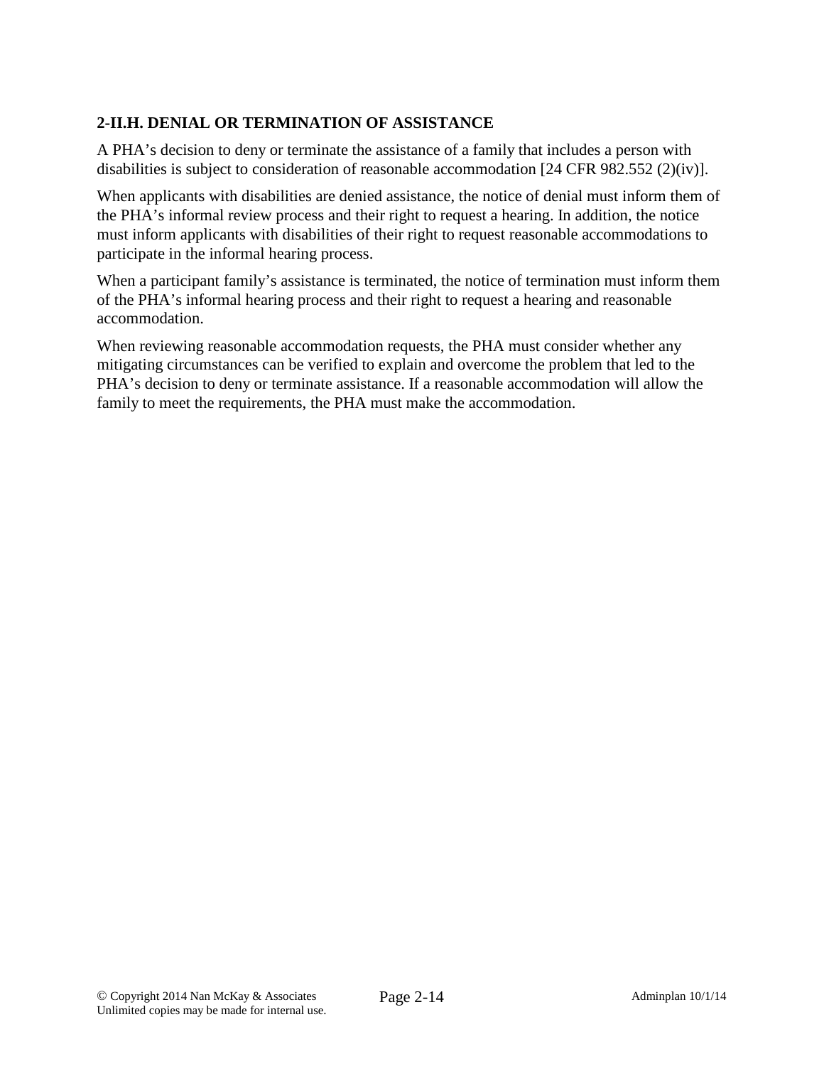## 2-II.H. DENIAL OR TERMINATION OF ASSISTANCE

A PHA's decision to deny or terminate the assistance of a family that includes a person with disabilities is subject to consideration of reasonable accommodation [24 CFR 982.552 (2)(iv)].

When applicants with disabilities are denied assistance, the notice of denial must inform them of the PHA's informal review process and their right to request a hearing. In addition, the notice must inform applicants with disabilities of their right to request reasonable accommodations to participate in the informal hearing process.

When a participant family's assistance is terminated, the notice of termination must inform them of the PHA's informal hearing process and their right to request a hearing and reasonable accommodation.

When reviewing reasonable accommodation requests, the PHA must consider whether any mitigating circumstances can be verified to explain and overcome the problem that led to the PHA's decision to deny or terminate assistance. If a reasonable accommodation will allow the family to meet the requirements, the PHA must make the accommodation.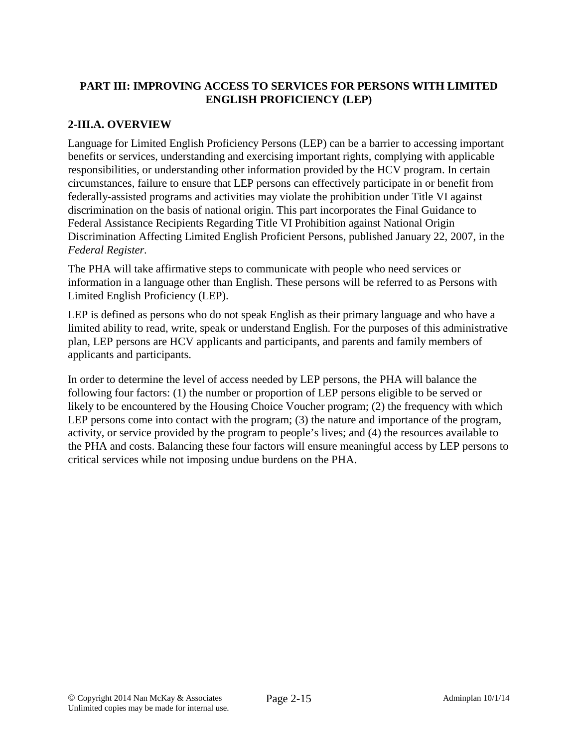## PART III: IMPROVING ACCESS TO SERVICES FOR PERSONS WITH LIMITED ENGLISH PROFICIENCY (LEP)

### 2-III.A. OVERVIEW

Language for Limited English Proficiency Persons (LEP) can be a barrier to accessing important benefits or services, understanding and exercising important rights, complying with applicable responsibilities, or understanding other information provided by the HCV program. In certain circumstances, failure to ensure that LEP persons can effectively participate in or benefit from federally-assisted programs and activities may violate the prohibition under Title VI against discrimination on the basis of national origin. This part incorporates the Final Guidance to Federal Assistance Recipients Regarding Title VI Prohibition against National Origin Discrimination Affecting Limited English Proficient Persons, published January 22, 2007, in the *Federal Register*.

The PHA will take affirmative steps to communicate with people who need services or information in a language other than English. These persons will be referred to as Persons with Limited English Proficiency (LEP).

LEP is defined as persons who do not speak English as their primary language and who have a limited ability to read, write, speak or understand English. For the purposes of this administrative plan, LEP persons are HCV applicants and participants, and parents and family members of applicants and participants.

In order to determine the level of access needed by LEP persons, the PHA will balance the following four factors: (1) the number or proportion of LEP persons eligible to be served or likely to be encountered by the Housing Choice Voucher program; (2) the frequency with which LEP persons come into contact with the program; (3) the nature and importance of the program, activity, or service provided by the program to people's lives; and (4) the resources available to the PHA and costs. Balancing these four factors will ensure meaningful access by LEP persons to critical services while not imposing undue burdens on the PHA.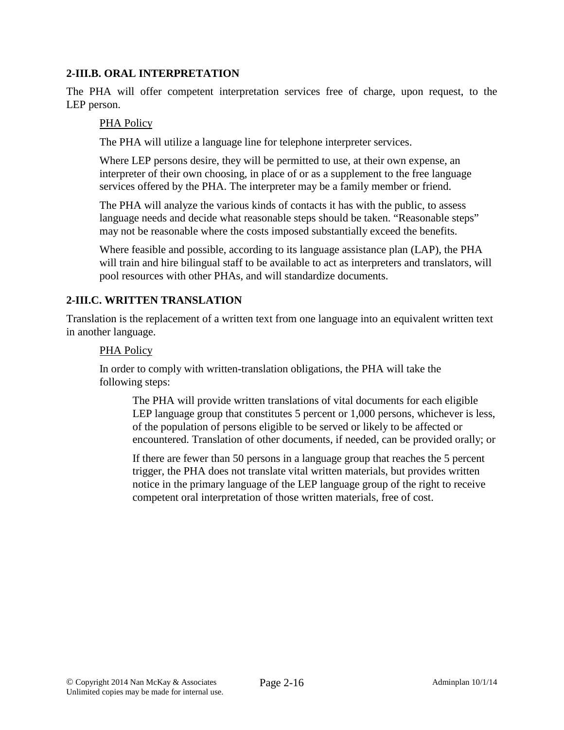## 2-III.B. ORAL INTERPRETATION

The PHA will offer competent interpretation services free of charge, upon request, to the LEP person.

PHA Policy

The PHA will utilize a language line for telephone interpreter services.

Where LEP persons desire, they will be permitted to use, at their own expense, an interpreter of their own choosing, in place of or as a supplement to the free language services offered by the PHA. The interpreter may be a family member or friend.

The PHA will analyze the various kinds of contacts it has with the public, to assess language needs and decide what reasonable steps should be taken. "Reasonable steps" may not be reasonable where the costs imposed substantially exceed the benefits.

Where feasible and possible, according to its language assistance plan (LAP), the PHA will train and hire bilingual staff to be available to act as interpreters and translators, will pool resources with other PHAs, and will standardize documents.

## 2-III.C. WRITTEN TRANSLATION

Translation is the replacement of a written text from one language into an equivalent written text in another language.

PHA Policy

In order to comply with written-translation obligations, the PHA will take the following steps:

The PHA will provide written translations of vital documents for each eligible LEP language group that constitutes 5 percent or 1,000 persons, whichever is less, of the population of persons eligible to be served or likely to be affected or encountered. Translation of other documents, if needed, can be provided orally; or

If there are fewer than 50 persons in a language group that reaches the 5 percent trigger, the PHA does not translate vital written materials, but provides written notice in the primary language of the LEP language group of the right to receive competent oral interpretation of those written materials, free of cost.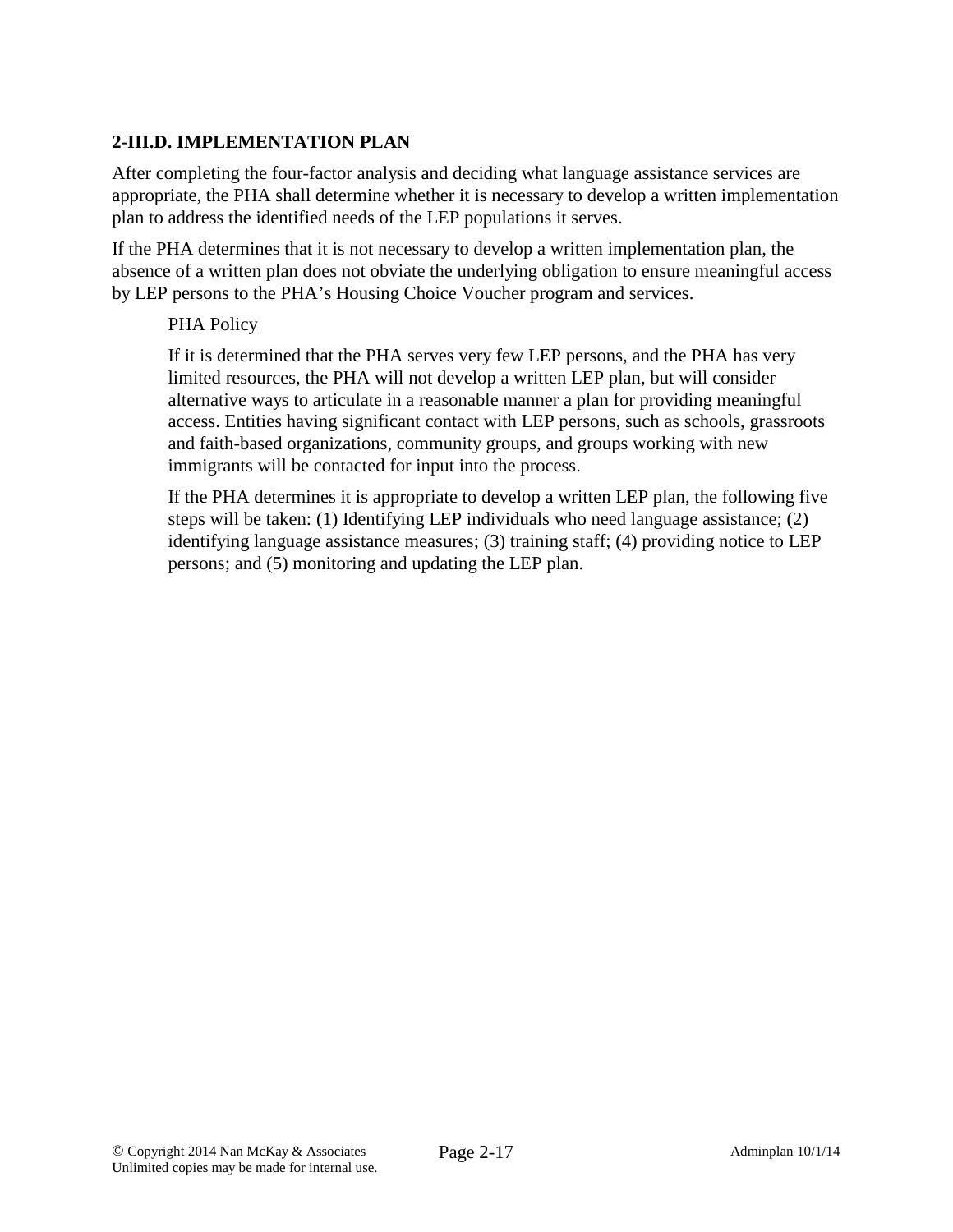### 2-III.D. IMPLEMENTATION PLAN

After completing the four-factor analysis and deciding what language assistance services are appropriate, the PHA shall determine whether it is necessary to develop a written implementation plan to address the identified needs of the LEP populations it serves.

If the PHA determines that it is not necessary to develop a written implementation plan, the absence of a written plan does not obviate the underlying obligation to ensure meaningful access by LEP persons to the PHA's Housing Choice Voucher program and services.

> PHA Policy
>
> If it is determined that the PHA serves very few LEP persons, and the PHA has very limited resources, the PHA will not develop a written LEP plan, but will consider alternative ways to articulate in a reasonable manner a plan for providing meaningful access. Entities having significant contact with LEP persons, such as schools, grassroots and faith-based organizations, community groups, and groups working with new immigrants will be contacted for input into the process.
>
> If the PHA determines it is appropriate to develop a written LEP plan, the following five steps will be taken: (1) Identifying LEP individuals who need language assistance; (2) identifying language assistance measures; (3) training staff; (4) providing notice to LEP persons; and (5) monitoring and updating the LEP plan.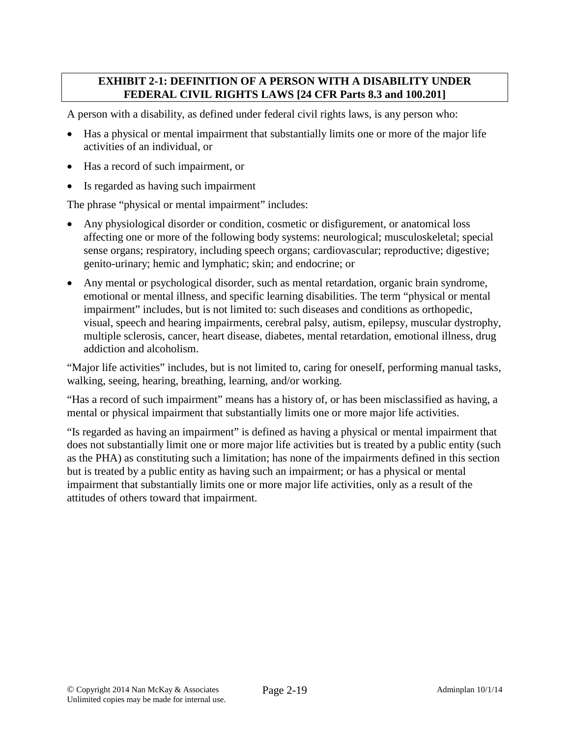## EXHIBIT 2-1: DEFINITION OF A PERSON WITH A DISABILITY UNDER FEDERAL CIVIL RIGHTS LAWS [24 CFR Parts 8.3 and 100.201]

A person with a disability, as defined under federal civil rights laws, is any person who:

- Has a physical or mental impairment that substantially limits one or more of the major life activities of an individual, or
- Has a record of such impairment, or
- Is regarded as having such impairment

The phrase "physical or mental impairment" includes:

- Any physiological disorder or condition, cosmetic or disfigurement, or anatomical loss affecting one or more of the following body systems: neurological; musculoskeletal; special sense organs; respiratory, including speech organs; cardiovascular; reproductive; digestive; genito-urinary; hemic and lymphatic; skin; and endocrine; or
- Any mental or psychological disorder, such as mental retardation, organic brain syndrome, emotional or mental illness, and specific learning disabilities. The term "physical or mental impairment" includes, but is not limited to: such diseases and conditions as orthopedic, visual, speech and hearing impairments, cerebral palsy, autism, epilepsy, muscular dystrophy, multiple sclerosis, cancer, heart disease, diabetes, mental retardation, emotional illness, drug addiction and alcoholism.

"Major life activities" includes, but is not limited to, caring for oneself, performing manual tasks, walking, seeing, hearing, breathing, learning, and/or working.

"Has a record of such impairment" means has a history of, or has been misclassified as having, a mental or physical impairment that substantially limits one or more major life activities.

"Is regarded as having an impairment" is defined as having a physical or mental impairment that does not substantially limit one or more major life activities but is treated by a public entity (such as the PHA) as constituting such a limitation; has none of the impairments defined in this section but is treated by a public entity as having such an impairment; or has a physical or mental impairment that substantially limits one or more major life activities, only as a result of the attitudes of others toward that impairment.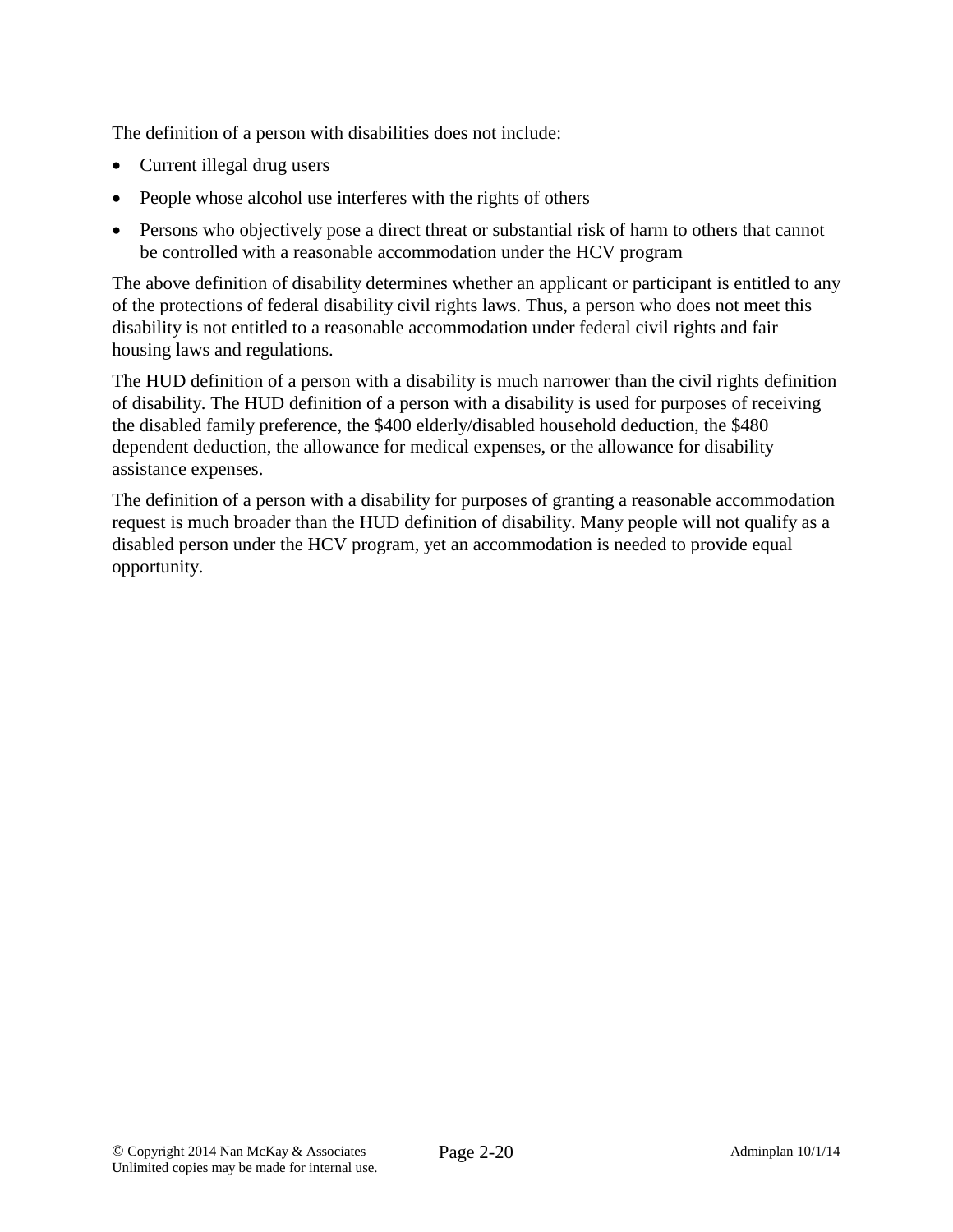The definition of a person with disabilities does not include:

- Current illegal drug users
- People whose alcohol use interferes with the rights of others
- Persons who objectively pose a direct threat or substantial risk of harm to others that cannot be controlled with a reasonable accommodation under the HCV program

The above definition of disability determines whether an applicant or participant is entitled to any of the protections of federal disability civil rights laws. Thus, a person who does not meet this disability is not entitled to a reasonable accommodation under federal civil rights and fair housing laws and regulations.

The HUD definition of a person with a disability is much narrower than the civil rights definition of disability. The HUD definition of a person with a disability is used for purposes of receiving the disabled family preference, the $400 elderly/disabled household deduction, the $480 dependent deduction, the allowance for medical expenses, or the allowance for disability assistance expenses.

The definition of a person with a disability for purposes of granting a reasonable accommodation request is much broader than the HUD definition of disability. Many people will not qualify as a disabled person under the HCV program, yet an accommodation is needed to provide equal opportunity.